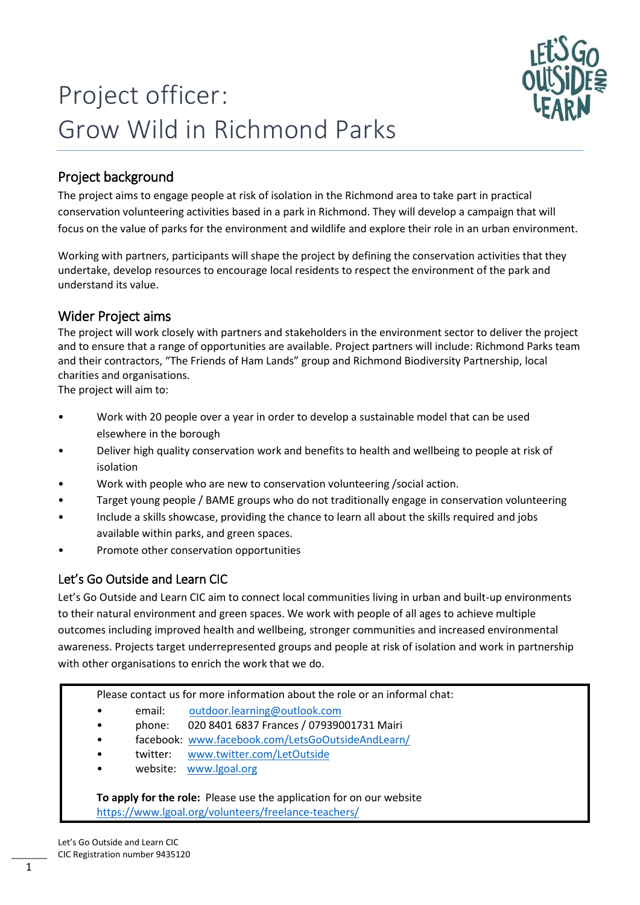# Project officer: Grow Wild in Richmond Parks

## Project background

The project aims to engage people at risk of isolation in the Richmond area to take part in practical conservation volunteering activities based in a park in Richmond. They will develop a campaign that will focus on the value of parks for the environment and wildlife and explore their role in an urban environment.

Working with partners, participants will shape the project by defining the conservation activities that they undertake, develop resources to encourage local residents to respect the environment of the park and understand its value.

## Wider Project aims

The project will work closely with partners and stakeholders in the environment sector to deliver the project and to ensure that a range of opportunities are available. Project partners will include: Richmond Parks team and their contractors, "The Friends of Ham Lands" group and Richmond Biodiversity Partnership, local charities and organisations.
The project will aim to:

- Work with 20 people over a year in order to develop a sustainable model that can be used elsewhere in the borough
- Deliver high quality conservation work and benefits to health and wellbeing to people at risk of isolation
- Work with people who are new to conservation volunteering /social action.
- Target young people / BAME groups who do not traditionally engage in conservation volunteering
- Include a skills showcase, providing the chance to learn all about the skills required and jobs available within parks, and green spaces.
- Promote other conservation opportunities

## Let's Go Outside and Learn CIC

Let's Go Outside and Learn CIC aim to connect local communities living in urban and built-up environments to their natural environment and green spaces. We work with people of all ages to achieve multiple outcomes including improved health and wellbeing, stronger communities and increased environmental awareness. Projects target underrepresented groups and people at risk of isolation and work in partnership with other organisations to enrich the work that we do.

Please contact us for more information about the role or an informal chat:

- email: outdoor.learning@outlook.com
- phone: 020 8401 6837 Frances / 07939001731 Mairi
- facebook: www.facebook.com/LetsGoOutsideAndLearn/
- twitter: www.twitter.com/LetOutside
- website: www.lgoal.org

**To apply for the role:** Please use the application for on our website https://www.lgoal.org/volunteers/freelance-teachers/

Let's Go Outside and Learn CIC
CIC Registration number 9435120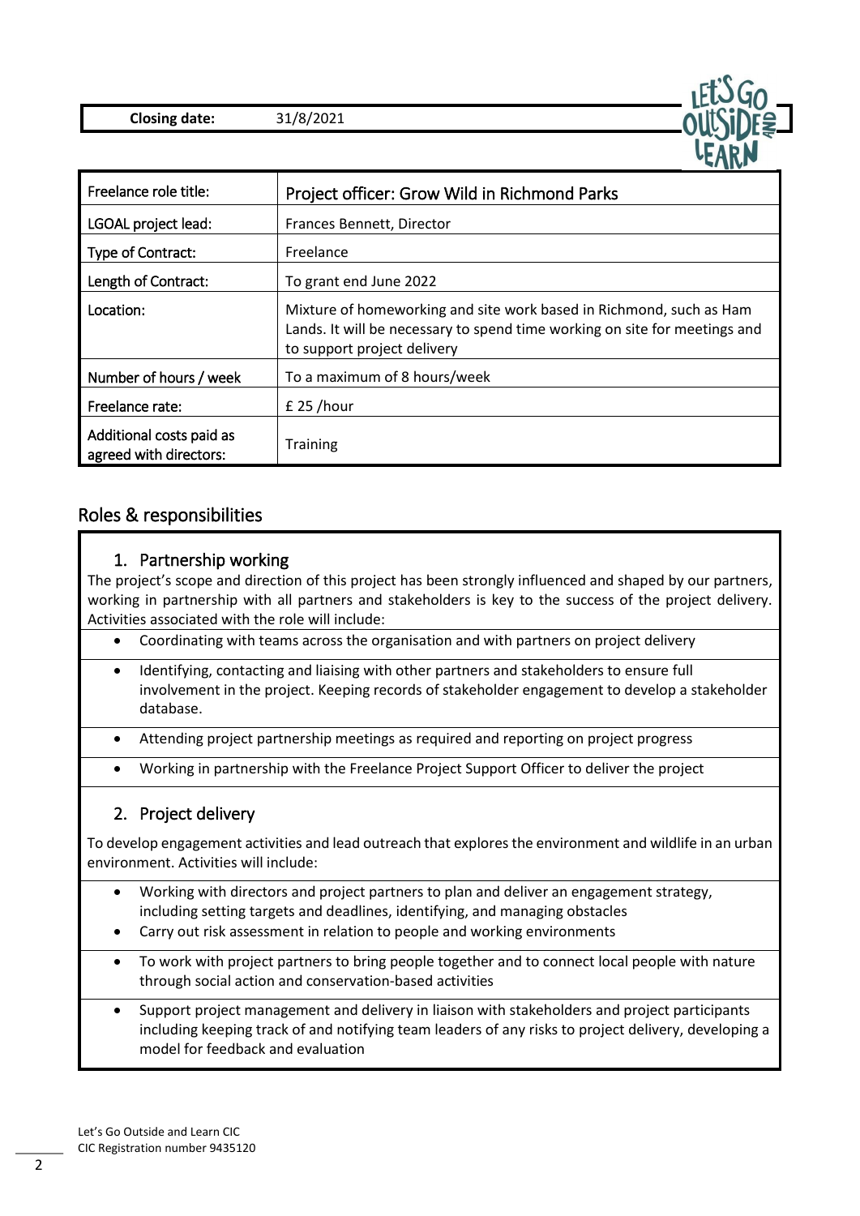| Closing date: | 31/8/2021 |
|---|---|

| Freelance role title: | Project officer: Grow Wild in Richmond Parks |
|---|---|
| LGOAL project lead: | Frances Bennett, Director |
| Type of Contract: | Freelance |
| Length of Contract: | To grant end June 2022 |
| Location: | Mixture of homeworking and site work based in Richmond, such as Ham Lands. It will be necessary to spend time working on site for meetings and to support project delivery |
| Number of hours / week | To a maximum of 8 hours/week |
| Freelance rate: | £ 25 /hour |
| Additional costs paid as agreed with directors: | Training |

## Roles & responsibilities

### 1. Partnership working

The project's scope and direction of this project has been strongly influenced and shaped by our partners, working in partnership with all partners and stakeholders is key to the success of the project delivery. Activities associated with the role will include:

- Coordinating with teams across the organisation and with partners on project delivery
- Identifying, contacting and liaising with other partners and stakeholders to ensure full involvement in the project. Keeping records of stakeholder engagement to develop a stakeholder database.
- Attending project partnership meetings as required and reporting on project progress
- Working in partnership with the Freelance Project Support Officer to deliver the project

### 2. Project delivery

To develop engagement activities and lead outreach that explores the environment and wildlife in an urban environment. Activities will include:

- Working with directors and project partners to plan and deliver an engagement strategy, including setting targets and deadlines, identifying, and managing obstacles
- Carry out risk assessment in relation to people and working environments
- To work with project partners to bring people together and to connect local people with nature through social action and conservation-based activities
- Support project management and delivery in liaison with stakeholders and project participants including keeping track of and notifying team leaders of any risks to project delivery, developing a model for feedback and evaluation

Let's Go Outside and Learn CIC
CIC Registration number 9435120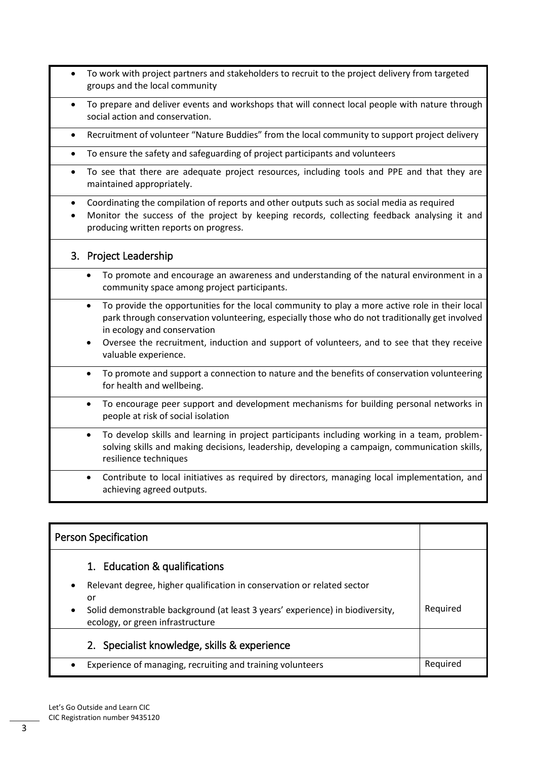- To work with project partners and stakeholders to recruit to the project delivery from targeted groups and the local community
- To prepare and deliver events and workshops that will connect local people with nature through social action and conservation.
- Recruitment of volunteer "Nature Buddies" from the local community to support project delivery
- To ensure the safety and safeguarding of project participants and volunteers
- To see that there are adequate project resources, including tools and PPE and that they are maintained appropriately.
- Coordinating the compilation of reports and other outputs such as social media as required
- Monitor the success of the project by keeping records, collecting feedback analysing it and producing written reports on progress.

## 3. Project Leadership

- To promote and encourage an awareness and understanding of the natural environment in a community space among project participants.
- To provide the opportunities for the local community to play a more active role in their local park through conservation volunteering, especially those who do not traditionally get involved in ecology and conservation
- Oversee the recruitment, induction and support of volunteers, and to see that they receive valuable experience.
- To promote and support a connection to nature and the benefits of conservation volunteering for health and wellbeing.
- To encourage peer support and development mechanisms for building personal networks in people at risk of social isolation
- To develop skills and learning in project participants including working in a team, problem-solving skills and making decisions, leadership, developing a campaign, communication skills, resilience techniques
- Contribute to local initiatives as required by directors, managing local implementation, and achieving agreed outputs.

| Person Specification | |
|---|---|
| **1. Education & qualifications** | |
| • Relevant degree, higher qualification in conservation or related sector<br>or<br>• Solid demonstrable background (at least 3 years' experience) in biodiversity, ecology, or green infrastructure | Required |
| **2. Specialist knowledge, skills & experience** | |
| • Experience of managing, recruiting and training volunteers | Required |

Let's Go Outside and Learn CIC
CIC Registration number 9435120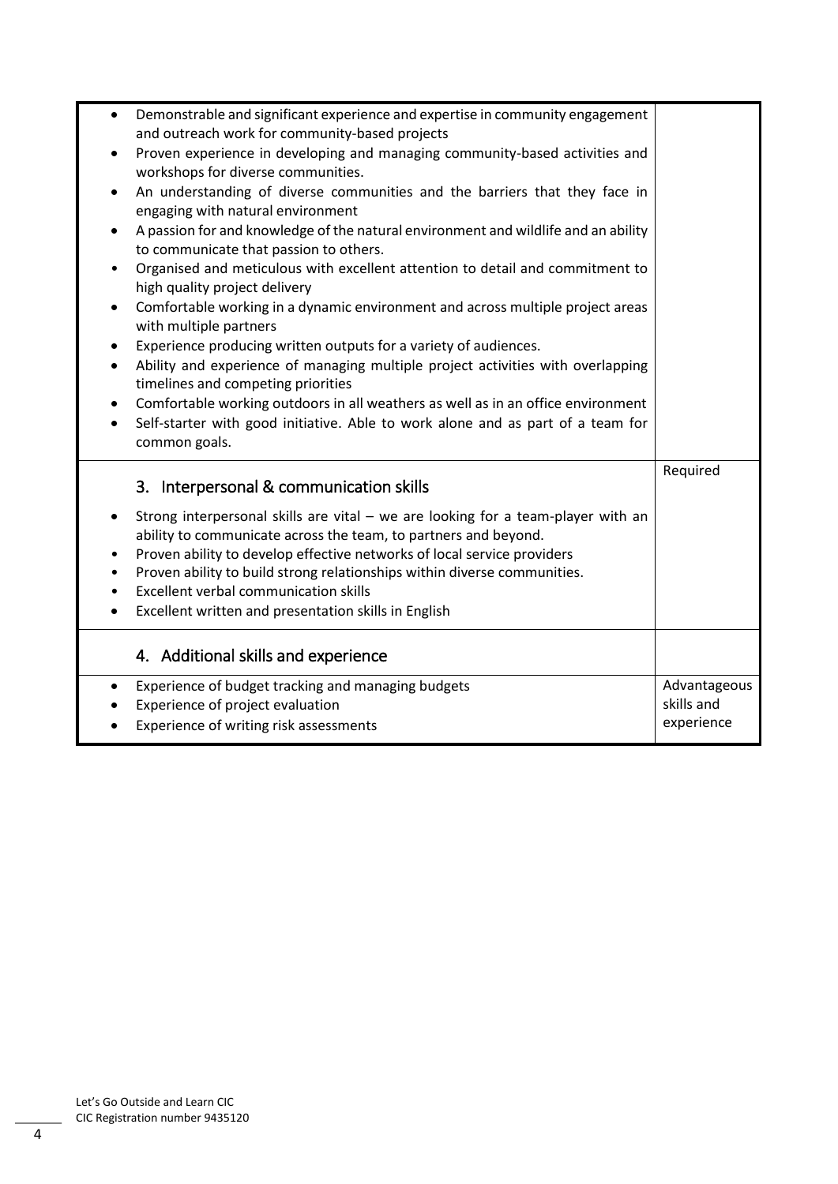| | |
|---|---|
| • Demonstrable and significant experience and expertise in community engagement and outreach work for community-based projects<br>• Proven experience in developing and managing community-based activities and workshops for diverse communities.<br>• An understanding of diverse communities and the barriers that they face in engaging with natural environment<br>• A passion for and knowledge of the natural environment and wildlife and an ability to communicate that passion to others.<br>• Organised and meticulous with excellent attention to detail and commitment to high quality project delivery<br>• Comfortable working in a dynamic environment and across multiple project areas with multiple partners<br>• Experience producing written outputs for a variety of audiences.<br>• Ability and experience of managing multiple project activities with overlapping timelines and competing priorities<br>• Comfortable working outdoors in all weathers as well as in an office environment<br>• Self-starter with good initiative. Able to work alone and as part of a team for common goals. | |
| **3. Interpersonal & communication skills**<br>• Strong interpersonal skills are vital – we are looking for a team-player with an ability to communicate across the team, to partners and beyond.<br>• Proven ability to develop effective networks of local service providers<br>• Proven ability to build strong relationships within diverse communities.<br>• Excellent verbal communication skills<br>• Excellent written and presentation skills in English | Required |
| **4. Additional skills and experience** | |
| • Experience of budget tracking and managing budgets<br>• Experience of project evaluation<br>• Experience of writing risk assessments | Advantageous skills and experience |

Let's Go Outside and Learn CIC
CIC Registration number 9435120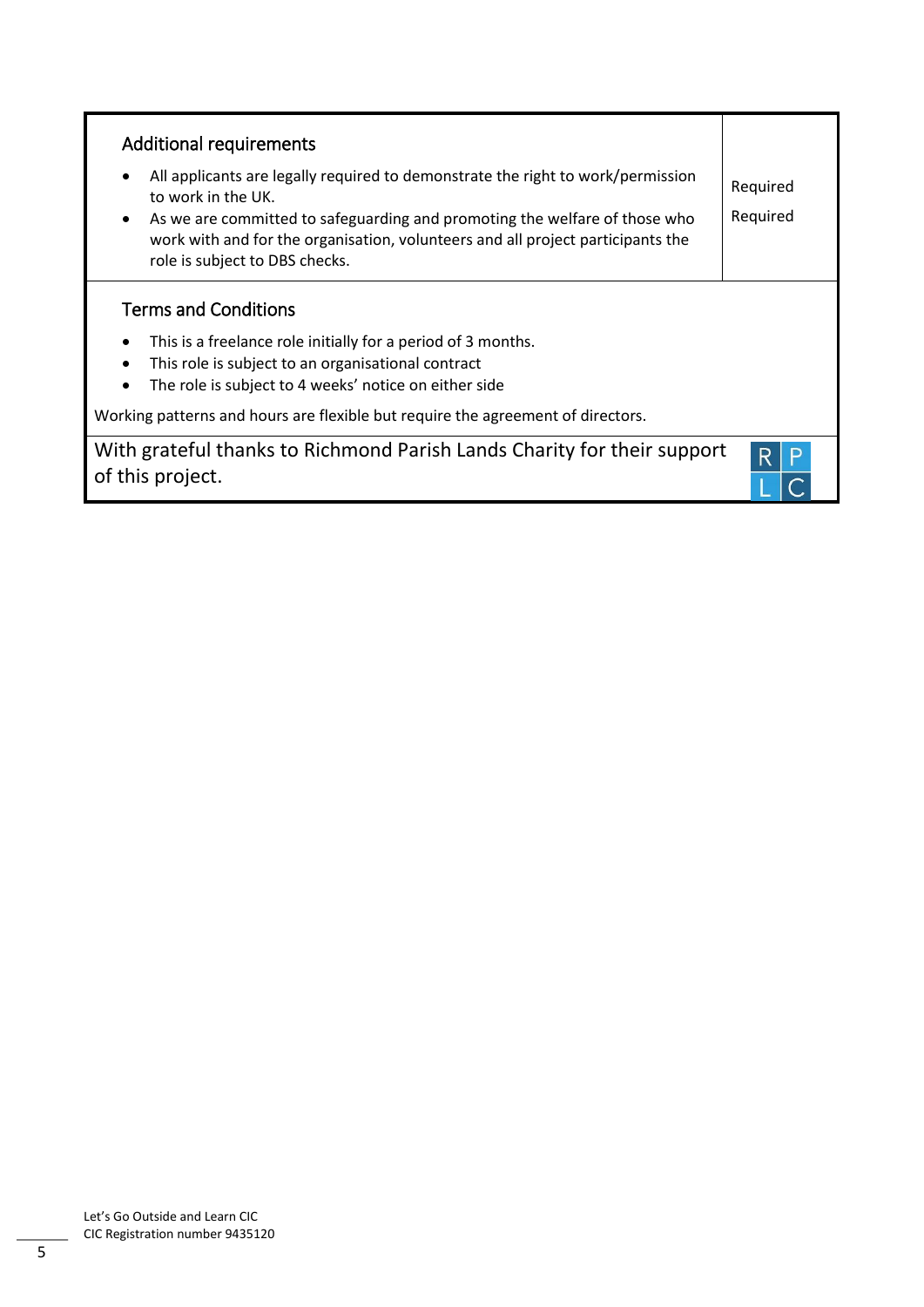| Additional requirements | |
|---|---|
| • All applicants are legally required to demonstrate the right to work/permission to work in the UK. | Required |
| • As we are committed to safeguarding and promoting the welfare of those who work with and for the organisation, volunteers and all project participants the role is subject to DBS checks. | Required |

### Terms and Conditions

- This is a freelance role initially for a period of 3 months.
- This role is subject to an organisational contract
- The role is subject to 4 weeks' notice on either side

Working patterns and hours are flexible but require the agreement of directors.

With grateful thanks to Richmond Parish Lands Charity for their support of this project.

RPLC

Let's Go Outside and Learn CIC
CIC Registration number 9435120